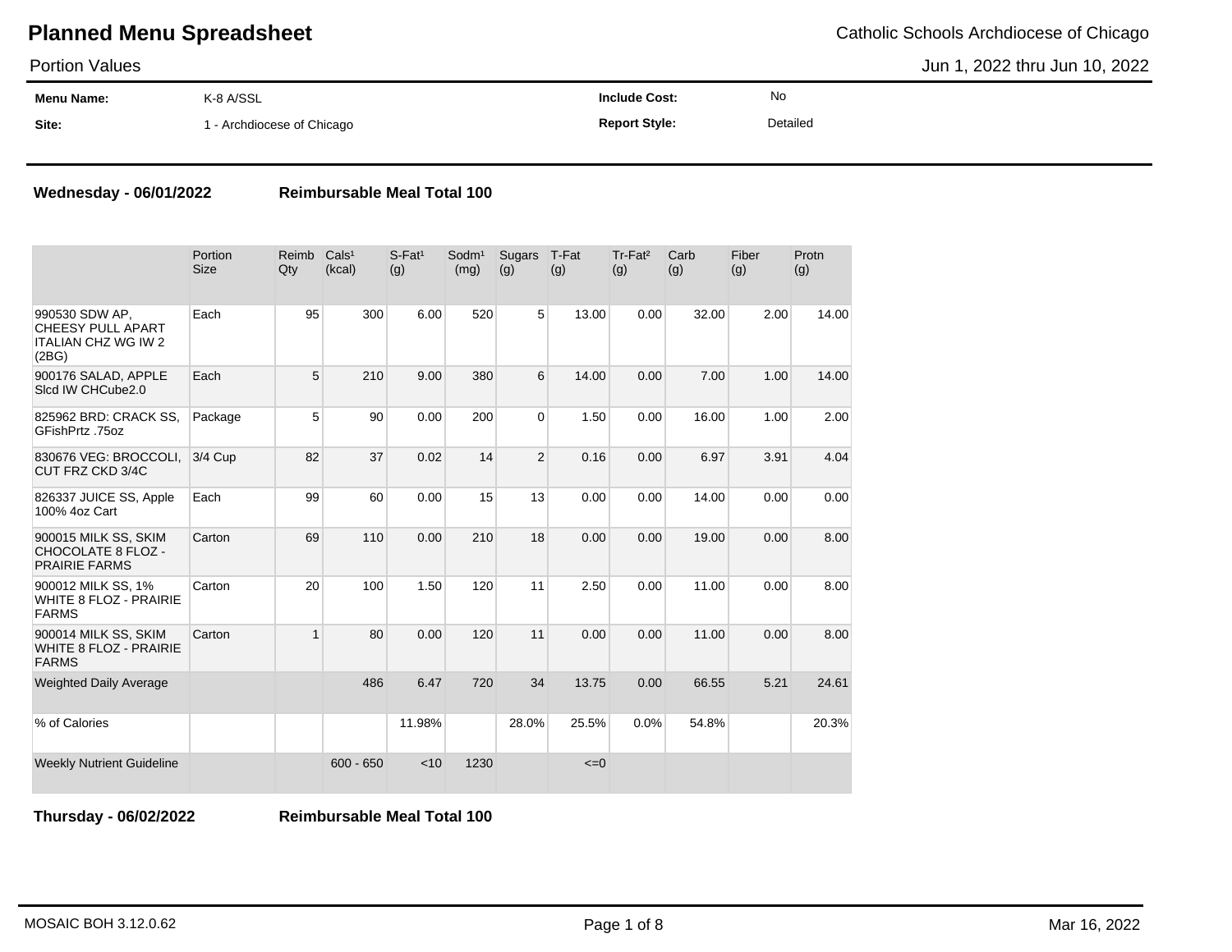# Planned Menu Spreadsheet

Catholic Schools Archdiocese of Chicago

Portion Values

Jun 1, 2022 thru Jun 10, 2022

| **Menu Name:** | K-8 A/SSL | **Include Cost:** | No |
|---|---|---|---|
| **Site:** | 1 - Archdiocese of Chicago | **Report Style:** | Detailed |

**Wednesday - 06/01/2022** **Reimbursable Meal Total 100**

| | Portion Size | Reimb Qty | Cals[1] (kcal) | S-Fat[1] (g) | Sodm[1] (mg) | Sugars (g) | T-Fat (g) | Tr-Fat[2] (g) | Carb (g) | Fiber (g) | Protn (g) |
|---|---|---|---|---|---|---|---|---|---|---|---|
| 990530 SDW AP, CHEESY PULL APART ITALIAN CHZ WG IW 2 (2BG) | Each | 95 | 300 | 6.00 | 520 | 5 | 13.00 | 0.00 | 32.00 | 2.00 | 14.00 |
| 900176 SALAD, APPLE Slcd IW CHCube2.0 | Each | 5 | 210 | 9.00 | 380 | 6 | 14.00 | 0.00 | 7.00 | 1.00 | 14.00 |
| 825962 BRD: CRACK SS, GFishPrtz .75oz | Package | 5 | 90 | 0.00 | 200 | 0 | 1.50 | 0.00 | 16.00 | 1.00 | 2.00 |
| 830676 VEG: BROCCOLI, CUT FRZ CKD 3/4C | 3/4 Cup | 82 | 37 | 0.02 | 14 | 2 | 0.16 | 0.00 | 6.97 | 3.91 | 4.04 |
| 826337 JUICE SS, Apple 100% 4oz Cart | Each | 99 | 60 | 0.00 | 15 | 13 | 0.00 | 0.00 | 14.00 | 0.00 | 0.00 |
| 900015 MILK SS, SKIM CHOCOLATE 8 FLOZ - PRAIRIE FARMS | Carton | 69 | 110 | 0.00 | 210 | 18 | 0.00 | 0.00 | 19.00 | 0.00 | 8.00 |
| 900012 MILK SS, 1% WHITE 8 FLOZ - PRAIRIE FARMS | Carton | 20 | 100 | 1.50 | 120 | 11 | 2.50 | 0.00 | 11.00 | 0.00 | 8.00 |
| 900014 MILK SS, SKIM WHITE 8 FLOZ - PRAIRIE FARMS | Carton | 1 | 80 | 0.00 | 120 | 11 | 0.00 | 0.00 | 11.00 | 0.00 | 8.00 |
| Weighted Daily Average | | | 486 | 6.47 | 720 | 34 | 13.75 | 0.00 | 66.55 | 5.21 | 24.61 |
| % of Calories | | | | 11.98% | | 28.0% | 25.5% | 0.0% | 54.8% | | 20.3% |
| Weekly Nutrient Guideline | | | 600 - 650 | <10 | 1230 | | <=0 | | | | |

**Thursday - 06/02/2022** **Reimbursable Meal Total 100**

MOSAIC BOH 3.12.0.62 Mar 16, 2022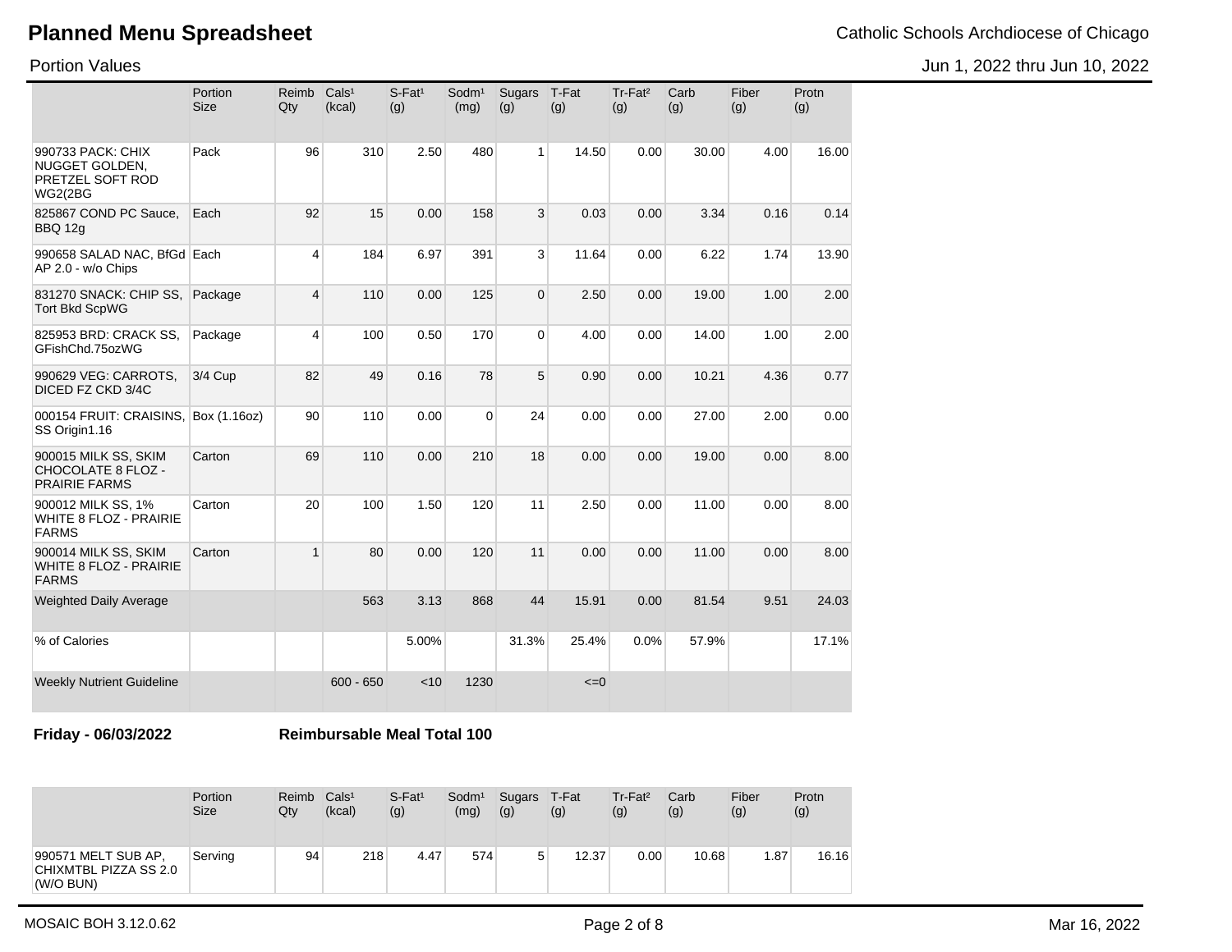# Planned Menu Spreadsheet

Catholic Schools Archdiocese of Chicago

Portion Values

Jun 1, 2022 thru Jun 10, 2022

| | Portion Size | Reimb Qty | Cals[1] (kcal) | S-Fat[1] (g) | Sodm[1] (mg) | Sugars (g) | T-Fat (g) | Tr-Fat[2] (g) | Carb (g) | Fiber (g) | Protn (g) |
|---|---|---|---|---|---|---|---|---|---|---|---|
| 990733 PACK: CHIX NUGGET GOLDEN, PRETZEL SOFT ROD WG2(2BG | Pack | 96 | 310 | 2.50 | 480 | 1 | 14.50 | 0.00 | 30.00 | 4.00 | 16.00 |
| 825867 COND PC Sauce, BBQ 12g | Each | 92 | 15 | 0.00 | 158 | 3 | 0.03 | 0.00 | 3.34 | 0.16 | 0.14 |
| 990658 SALAD NAC, BfGd AP 2.0 - w/o Chips | Each | 4 | 184 | 6.97 | 391 | 3 | 11.64 | 0.00 | 6.22 | 1.74 | 13.90 |
| 831270 SNACK: CHIP SS, Tort Bkd ScpWG | Package | 4 | 110 | 0.00 | 125 | 0 | 2.50 | 0.00 | 19.00 | 1.00 | 2.00 |
| 825953 BRD: CRACK SS, GFishChd.75ozWG | Package | 4 | 100 | 0.50 | 170 | 0 | 4.00 | 0.00 | 14.00 | 1.00 | 2.00 |
| 990629 VEG: CARROTS, DICED FZ CKD 3/4C | 3/4 Cup | 82 | 49 | 0.16 | 78 | 5 | 0.90 | 0.00 | 10.21 | 4.36 | 0.77 |
| 000154 FRUIT: CRAISINS, SS Origin1.16 | Box (1.16oz) | 90 | 110 | 0.00 | 0 | 24 | 0.00 | 0.00 | 27.00 | 2.00 | 0.00 |
| 900015 MILK SS, SKIM CHOCOLATE 8 FLOZ - PRAIRIE FARMS | Carton | 69 | 110 | 0.00 | 210 | 18 | 0.00 | 0.00 | 19.00 | 0.00 | 8.00 |
| 900012 MILK SS, 1% WHITE 8 FLOZ - PRAIRIE FARMS | Carton | 20 | 100 | 1.50 | 120 | 11 | 2.50 | 0.00 | 11.00 | 0.00 | 8.00 |
| 900014 MILK SS, SKIM WHITE 8 FLOZ - PRAIRIE FARMS | Carton | 1 | 80 | 0.00 | 120 | 11 | 0.00 | 0.00 | 11.00 | 0.00 | 8.00 |
| Weighted Daily Average | | | 563 | 3.13 | 868 | 44 | 15.91 | 0.00 | 81.54 | 9.51 | 24.03 |
| % of Calories | | | | 5.00% | | 31.3% | 25.4% | 0.0% | 57.9% | | 17.1% |
| Weekly Nutrient Guideline | | | 600 - 650 | <10 | 1230 | | <=0 | | | | |

**Friday - 06/03/2022** **Reimbursable Meal Total 100**

| | Portion Size | Reimb Qty | Cals[1] (kcal) | S-Fat[1] (g) | Sodm[1] (mg) | Sugars (g) | T-Fat (g) | Tr-Fat[2] (g) | Carb (g) | Fiber (g) | Protn (g) |
|---|---|---|---|---|---|---|---|---|---|---|---|
| 990571 MELT SUB AP, CHIXMTBL PIZZA SS 2.0 (W/O BUN) | Serving | 94 | 218 | 4.47 | 574 | 5 | 12.37 | 0.00 | 10.68 | 1.87 | 16.16 |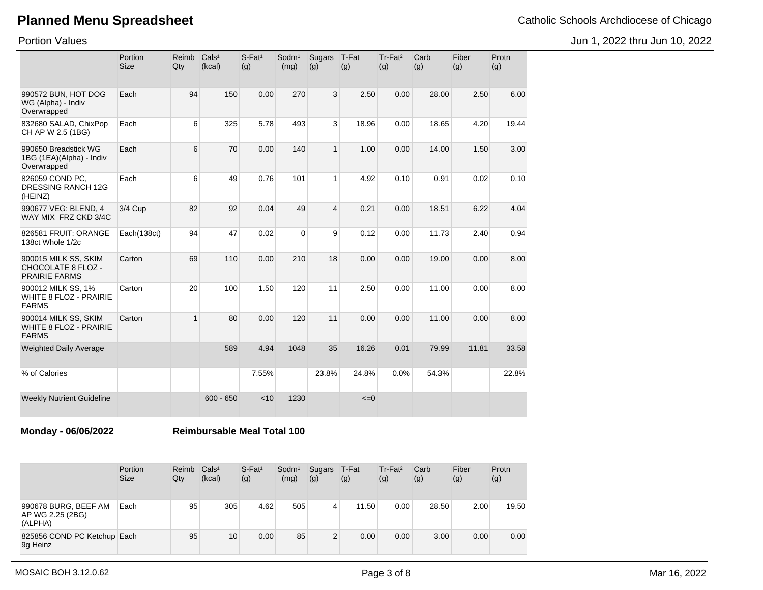## Planned Menu Spreadsheet

Catholic Schools Archdiocese of Chicago

Portion Values

Jun 1, 2022 thru Jun 10, 2022

| | Portion Size | Reimb Qty | Cals¹ (kcal) | S-Fat¹ (g) | Sodm¹ (mg) | Sugars (g) | T-Fat (g) | Tr-Fat² (g) | Carb (g) | Fiber (g) | Protn (g) |
|---|---|---|---|---|---|---|---|---|---|---|---|
| 990572 BUN, HOT DOG WG (Alpha) - Indiv Overwrapped | Each | 94 | 150 | 0.00 | 270 | 3 | 2.50 | 0.00 | 28.00 | 2.50 | 6.00 |
| 832680 SALAD, ChixPop CH AP W 2.5 (1BG) | Each | 6 | 325 | 5.78 | 493 | 3 | 18.96 | 0.00 | 18.65 | 4.20 | 19.44 |
| 990650 Breadstick WG 1BG (1EA)(Alpha) - Indiv Overwrapped | Each | 6 | 70 | 0.00 | 140 | 1 | 1.00 | 0.00 | 14.00 | 1.50 | 3.00 |
| 826059 COND PC, DRESSING RANCH 12G (HEINZ) | Each | 6 | 49 | 0.76 | 101 | 1 | 4.92 | 0.10 | 0.91 | 0.02 | 0.10 |
| 990677 VEG: BLEND, 4 WAY MIX FRZ CKD 3/4C | 3/4 Cup | 82 | 92 | 0.04 | 49 | 4 | 0.21 | 0.00 | 18.51 | 6.22 | 4.04 |
| 826581 FRUIT: ORANGE 138ct Whole 1/2c | Each(138ct) | 94 | 47 | 0.02 | 0 | 9 | 0.12 | 0.00 | 11.73 | 2.40 | 0.94 |
| 900015 MILK SS, SKIM CHOCOLATE 8 FLOZ - PRAIRIE FARMS | Carton | 69 | 110 | 0.00 | 210 | 18 | 0.00 | 0.00 | 19.00 | 0.00 | 8.00 |
| 900012 MILK SS, 1% WHITE 8 FLOZ - PRAIRIE FARMS | Carton | 20 | 100 | 1.50 | 120 | 11 | 2.50 | 0.00 | 11.00 | 0.00 | 8.00 |
| 900014 MILK SS, SKIM WHITE 8 FLOZ - PRAIRIE FARMS | Carton | 1 | 80 | 0.00 | 120 | 11 | 0.00 | 0.00 | 11.00 | 0.00 | 8.00 |
| Weighted Daily Average | | | 589 | 4.94 | 1048 | 35 | 16.26 | 0.01 | 79.99 | 11.81 | 33.58 |
| % of Calories | | | | 7.55% | | 23.8% | 24.8% | 0.0% | 54.3% | | 22.8% |
| Weekly Nutrient Guideline | | | 600 - 650 | <10 | 1230 | | <=0 | | | | |

**Monday - 06/06/2022** **Reimbursable Meal Total 100**

| | Portion Size | Reimb Qty | Cals¹ (kcal) | S-Fat¹ (g) | Sodm¹ (mg) | Sugars (g) | T-Fat (g) | Tr-Fat² (g) | Carb (g) | Fiber (g) | Protn (g) |
|---|---|---|---|---|---|---|---|---|---|---|---|
| 990678 BURG, BEEF AM AP WG 2.25 (2BG) (ALPHA) | Each | 95 | 305 | 4.62 | 505 | 4 | 11.50 | 0.00 | 28.50 | 2.00 | 19.50 |
| 825856 COND PC Ketchup 9g Heinz | Each | 95 | 10 | 0.00 | 85 | 2 | 0.00 | 0.00 | 3.00 | 0.00 | 0.00 |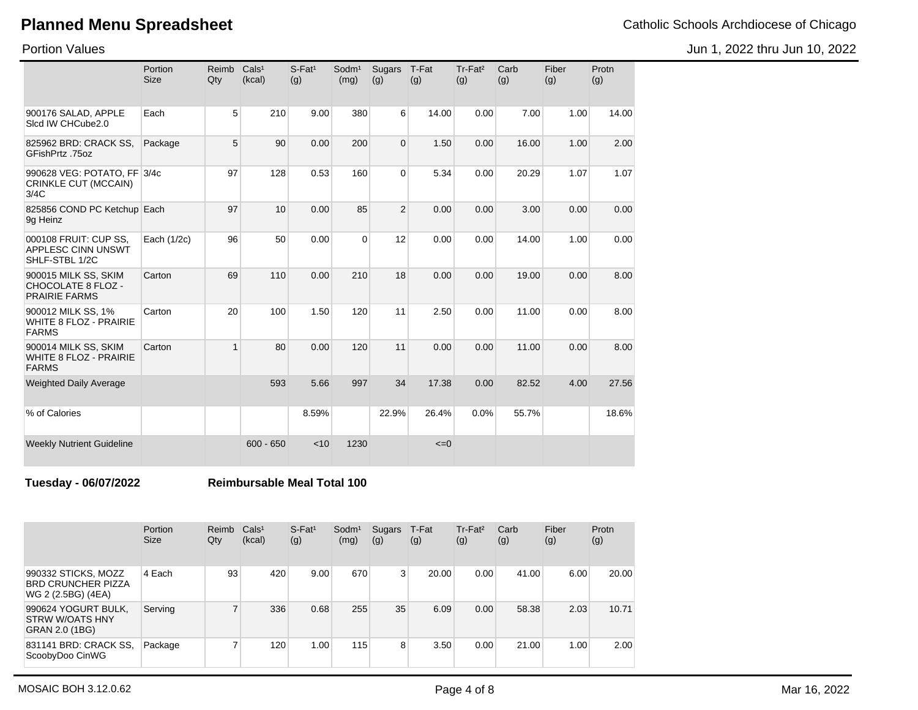# Planned Menu Spreadsheet

Catholic Schools Archdiocese of Chicago

Portion Values

Jun 1, 2022 thru Jun 10, 2022

| | Portion Size | Reimb Qty | Cals[1] (kcal) | S-Fat[1] (g) | Sodm[1] (mg) | Sugars (g) | T-Fat (g) | Tr-Fat[2] (g) | Carb (g) | Fiber (g) | Protn (g) |
|---|---|---|---|---|---|---|---|---|---|---|---|
| 900176 SALAD, APPLE Slcd IW CHCube2.0 | Each | 5 | 210 | 9.00 | 380 | 6 | 14.00 | 0.00 | 7.00 | 1.00 | 14.00 |
| 825962 BRD: CRACK SS, GFishPrtz .75oz | Package | 5 | 90 | 0.00 | 200 | 0 | 1.50 | 0.00 | 16.00 | 1.00 | 2.00 |
| 990628 VEG: POTATO, FF CRINKLE CUT (MCCAIN) 3/4C | 3/4c | 97 | 128 | 0.53 | 160 | 0 | 5.34 | 0.00 | 20.29 | 1.07 | 1.07 |
| 825856 COND PC Ketchup 9g Heinz | Each | 97 | 10 | 0.00 | 85 | 2 | 0.00 | 0.00 | 3.00 | 0.00 | 0.00 |
| 000108 FRUIT: CUP SS, APPLESC CINN UNSWT SHLF-STBL 1/2C | Each (1/2c) | 96 | 50 | 0.00 | 0 | 12 | 0.00 | 0.00 | 14.00 | 1.00 | 0.00 |
| 900015 MILK SS, SKIM CHOCOLATE 8 FLOZ - PRAIRIE FARMS | Carton | 69 | 110 | 0.00 | 210 | 18 | 0.00 | 0.00 | 19.00 | 0.00 | 8.00 |
| 900012 MILK SS, 1% WHITE 8 FLOZ - PRAIRIE FARMS | Carton | 20 | 100 | 1.50 | 120 | 11 | 2.50 | 0.00 | 11.00 | 0.00 | 8.00 |
| 900014 MILK SS, SKIM WHITE 8 FLOZ - PRAIRIE FARMS | Carton | 1 | 80 | 0.00 | 120 | 11 | 0.00 | 0.00 | 11.00 | 0.00 | 8.00 |
| Weighted Daily Average | | | 593 | 5.66 | 997 | 34 | 17.38 | 0.00 | 82.52 | 4.00 | 27.56 |
| % of Calories | | | | 8.59% | | 22.9% | 26.4% | 0.0% | 55.7% | | 18.6% |
| Weekly Nutrient Guideline | | | 600 - 650 | <10 | 1230 | | <=0 | | | | |

**Tuesday - 06/07/2022** **Reimbursable Meal Total 100**

| | Portion Size | Reimb Qty | Cals[1] (kcal) | S-Fat[1] (g) | Sodm[1] (mg) | Sugars (g) | T-Fat (g) | Tr-Fat[2] (g) | Carb (g) | Fiber (g) | Protn (g) |
|---|---|---|---|---|---|---|---|---|---|---|---|
| 990332 STICKS, MOZZ BRD CRUNCHER PIZZA WG 2 (2.5BG) (4EA) | 4 Each | 93 | 420 | 9.00 | 670 | 3 | 20.00 | 0.00 | 41.00 | 6.00 | 20.00 |
| 990624 YOGURT BULK, STRW W/OATS HNY GRAN 2.0 (1BG) | Serving | 7 | 336 | 0.68 | 255 | 35 | 6.09 | 0.00 | 58.38 | 2.03 | 10.71 |
| 831141 BRD: CRACK SS, ScoobyDoo CinWG | Package | 7 | 120 | 1.00 | 115 | 8 | 3.50 | 0.00 | 21.00 | 1.00 | 2.00 |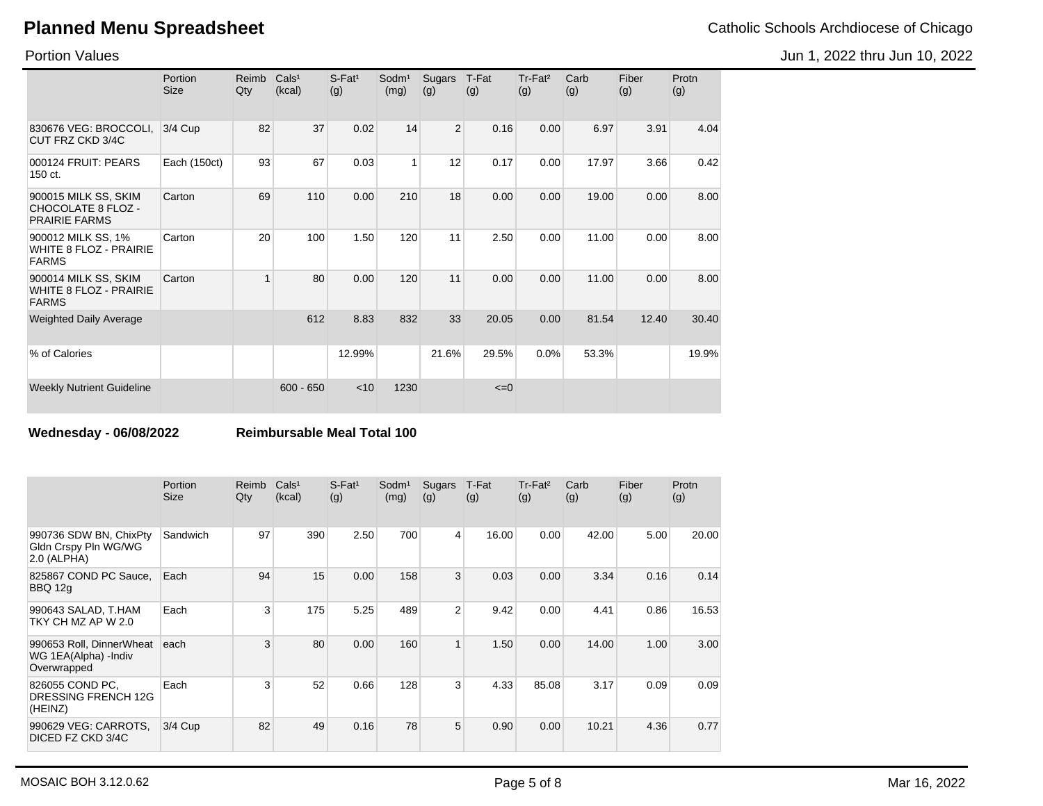# Planned Menu Spreadsheet

Catholic Schools Archdiocese of Chicago

Portion Values

Jun 1, 2022 thru Jun 10, 2022

| | Portion Size | Reimb Qty | Cals[1] (kcal) | S-Fat[1] (g) | Sodm[1] (mg) | Sugars (g) | T-Fat (g) | Tr-Fat[2] (g) | Carb (g) | Fiber (g) | Protn (g) |
|---|---|---|---|---|---|---|---|---|---|---|---|
| 830676 VEG: BROCCOLI, CUT FRZ CKD 3/4C | 3/4 Cup | 82 | 37 | 0.02 | 14 | 2 | 0.16 | 0.00 | 6.97 | 3.91 | 4.04 |
| 000124 FRUIT: PEARS 150 ct. | Each (150ct) | 93 | 67 | 0.03 | 1 | 12 | 0.17 | 0.00 | 17.97 | 3.66 | 0.42 |
| 900015 MILK SS, SKIM CHOCOLATE 8 FLOZ - PRAIRIE FARMS | Carton | 69 | 110 | 0.00 | 210 | 18 | 0.00 | 0.00 | 19.00 | 0.00 | 8.00 |
| 900012 MILK SS, 1% WHITE 8 FLOZ - PRAIRIE FARMS | Carton | 20 | 100 | 1.50 | 120 | 11 | 2.50 | 0.00 | 11.00 | 0.00 | 8.00 |
| 900014 MILK SS, SKIM WHITE 8 FLOZ - PRAIRIE FARMS | Carton | 1 | 80 | 0.00 | 120 | 11 | 0.00 | 0.00 | 11.00 | 0.00 | 8.00 |
| Weighted Daily Average | | | 612 | 8.83 | 832 | 33 | 20.05 | 0.00 | 81.54 | 12.40 | 30.40 |
| % of Calories | | | | 12.99% | | 21.6% | 29.5% | 0.0% | 53.3% | | 19.9% |
| Weekly Nutrient Guideline | | | 600 - 650 | <10 | 1230 | | <=0 | | | | |

**Wednesday - 06/08/2022** **Reimbursable Meal Total 100**

| | Portion Size | Reimb Qty | Cals[1] (kcal) | S-Fat[1] (g) | Sodm[1] (mg) | Sugars (g) | T-Fat (g) | Tr-Fat[2] (g) | Carb (g) | Fiber (g) | Protn (g) |
|---|---|---|---|---|---|---|---|---|---|---|---|
| 990736 SDW BN, ChixPty Gldn Crspy Pln WG/WG 2.0 (ALPHA) | Sandwich | 97 | 390 | 2.50 | 700 | 4 | 16.00 | 0.00 | 42.00 | 5.00 | 20.00 |
| 825867 COND PC Sauce, BBQ 12g | Each | 94 | 15 | 0.00 | 158 | 3 | 0.03 | 0.00 | 3.34 | 0.16 | 0.14 |
| 990643 SALAD, T.HAM TKY CH MZ AP W 2.0 | Each | 3 | 175 | 5.25 | 489 | 2 | 9.42 | 0.00 | 4.41 | 0.86 | 16.53 |
| 990653 Roll, DinnerWheat WG 1EA(Alpha) -Indiv Overwrapped | each | 3 | 80 | 0.00 | 160 | 1 | 1.50 | 0.00 | 14.00 | 1.00 | 3.00 |
| 826055 COND PC, DRESSING FRENCH 12G (HEINZ) | Each | 3 | 52 | 0.66 | 128 | 3 | 4.33 | 85.08 | 3.17 | 0.09 | 0.09 |
| 990629 VEG: CARROTS, DICED FZ CKD 3/4C | 3/4 Cup | 82 | 49 | 0.16 | 78 | 5 | 0.90 | 0.00 | 10.21 | 4.36 | 0.77 |

MOSAIC BOH 3.12.0.62 Mar 16, 2022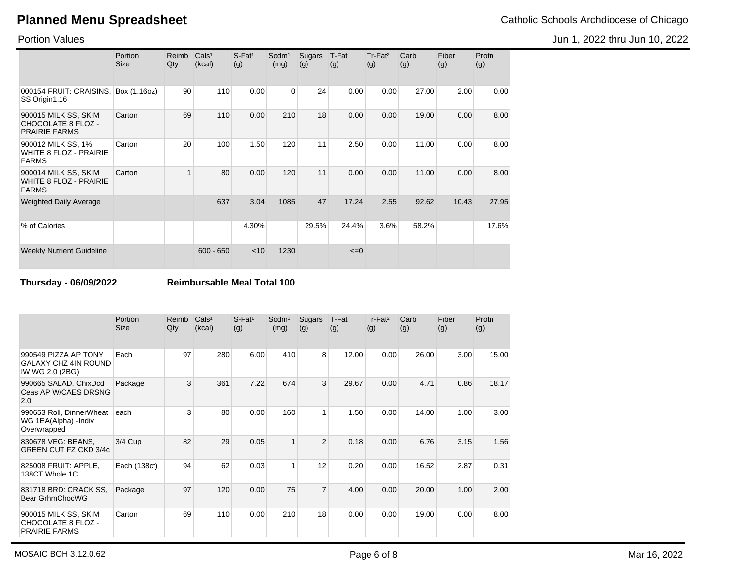# Planned Menu Spreadsheet

Catholic Schools Archdiocese of Chicago

Portion Values

Jun 1, 2022 thru Jun 10, 2022

| | Portion Size | Reimb Qty | Cals¹ (kcal) | S-Fat¹ (g) | Sodm¹ (mg) | Sugars (g) | T-Fat (g) | Tr-Fat² (g) | Carb (g) | Fiber (g) | Protn (g) |
|---|---|---|---|---|---|---|---|---|---|---|---|
| 000154 FRUIT: CRAISINS, SS Origin1.16 | Box (1.16oz) | 90 | 110 | 0.00 | 0 | 24 | 0.00 | 0.00 | 27.00 | 2.00 | 0.00 |
| 900015 MILK SS, SKIM CHOCOLATE 8 FLOZ - PRAIRIE FARMS | Carton | 69 | 110 | 0.00 | 210 | 18 | 0.00 | 0.00 | 19.00 | 0.00 | 8.00 |
| 900012 MILK SS, 1% WHITE 8 FLOZ - PRAIRIE FARMS | Carton | 20 | 100 | 1.50 | 120 | 11 | 2.50 | 0.00 | 11.00 | 0.00 | 8.00 |
| 900014 MILK SS, SKIM WHITE 8 FLOZ - PRAIRIE FARMS | Carton | 1 | 80 | 0.00 | 120 | 11 | 0.00 | 0.00 | 11.00 | 0.00 | 8.00 |
| Weighted Daily Average | | | 637 | 3.04 | 1085 | 47 | 17.24 | 2.55 | 92.62 | 10.43 | 27.95 |
| % of Calories | | | | 4.30% | | 29.5% | 24.4% | 3.6% | 58.2% | | 17.6% |
| Weekly Nutrient Guideline | | | 600 - 650 | <10 | 1230 | | <=0 | | | | |

**Thursday - 06/09/2022** **Reimbursable Meal Total 100**

| | Portion Size | Reimb Qty | Cals¹ (kcal) | S-Fat¹ (g) | Sodm¹ (mg) | Sugars (g) | T-Fat (g) | Tr-Fat² (g) | Carb (g) | Fiber (g) | Protn (g) |
|---|---|---|---|---|---|---|---|---|---|---|---|
| 990549 PIZZA AP TONY GALAXY CHZ 4IN ROUND IW WG 2.0 (2BG) | Each | 97 | 280 | 6.00 | 410 | 8 | 12.00 | 0.00 | 26.00 | 3.00 | 15.00 |
| 990665 SALAD, ChixDcd Ceas AP W/CAES DRSNG 2.0 | Package | 3 | 361 | 7.22 | 674 | 3 | 29.67 | 0.00 | 4.71 | 0.86 | 18.17 |
| 990653 Roll, DinnerWheat WG 1EA(Alpha) -Indiv Overwrapped | each | 3 | 80 | 0.00 | 160 | 1 | 1.50 | 0.00 | 14.00 | 1.00 | 3.00 |
| 830678 VEG: BEANS, GREEN CUT FZ CKD 3/4c | 3/4 Cup | 82 | 29 | 0.05 | 1 | 2 | 0.18 | 0.00 | 6.76 | 3.15 | 1.56 |
| 825008 FRUIT: APPLE, 138CT Whole 1C | Each (138ct) | 94 | 62 | 0.03 | 1 | 12 | 0.20 | 0.00 | 16.52 | 2.87 | 0.31 |
| 831718 BRD: CRACK SS, Bear GrhmChocWG | Package | 97 | 120 | 0.00 | 75 | 7 | 4.00 | 0.00 | 20.00 | 1.00 | 2.00 |
| 900015 MILK SS, SKIM CHOCOLATE 8 FLOZ - PRAIRIE FARMS | Carton | 69 | 110 | 0.00 | 210 | 18 | 0.00 | 0.00 | 19.00 | 0.00 | 8.00 |

MOSAIC BOH 3.12.0.62 Mar 16, 2022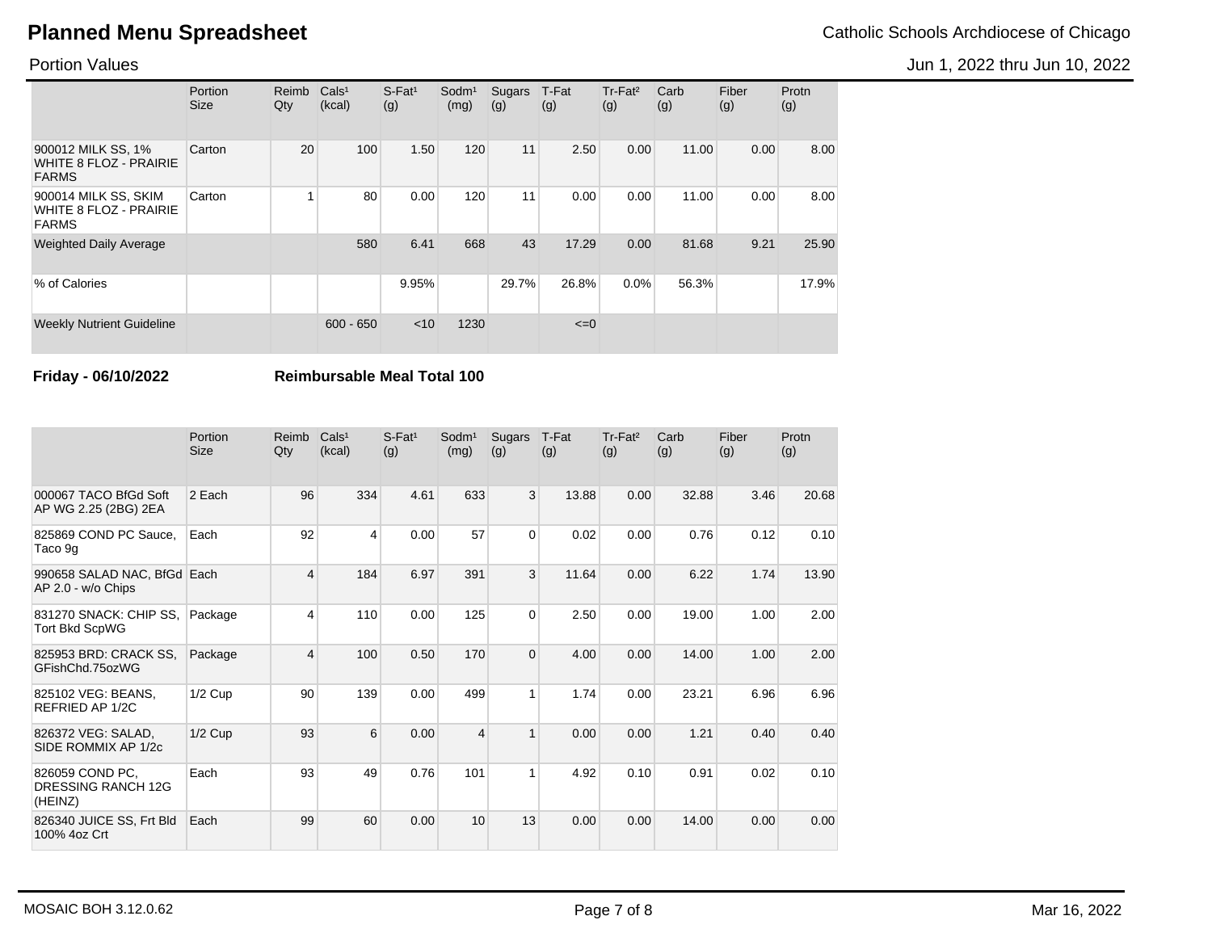**Planned Menu Spreadsheet**

Catholic Schools Archdiocese of Chicago

Portion Values

Jun 1, 2022 thru Jun 10, 2022

| | Portion Size | Reimb Qty | Cals¹ (kcal) | S-Fat¹ (g) | Sodm¹ (mg) | Sugars (g) | T-Fat (g) | Tr-Fat² (g) | Carb (g) | Fiber (g) | Protn (g) |
|---|---|---|---|---|---|---|---|---|---|---|---|
| 900012 MILK SS, 1% WHITE 8 FLOZ - PRAIRIE FARMS | Carton | 20 | 100 | 1.50 | 120 | 11 | 2.50 | 0.00 | 11.00 | 0.00 | 8.00 |
| 900014 MILK SS, SKIM WHITE 8 FLOZ - PRAIRIE FARMS | Carton | 1 | 80 | 0.00 | 120 | 11 | 0.00 | 0.00 | 11.00 | 0.00 | 8.00 |
| Weighted Daily Average | | | 580 | 6.41 | 668 | 43 | 17.29 | 0.00 | 81.68 | 9.21 | 25.90 |
| % of Calories | | | | 9.95% | | 29.7% | 26.8% | 0.0% | 56.3% | | 17.9% |
| Weekly Nutrient Guideline | | | 600 - 650 | <10 | 1230 | | <=0 | | | | |

**Friday - 06/10/2022** **Reimbursable Meal Total 100**

| | Portion Size | Reimb Qty | Cals¹ (kcal) | S-Fat¹ (g) | Sodm¹ (mg) | Sugars (g) | T-Fat (g) | Tr-Fat² (g) | Carb (g) | Fiber (g) | Protn (g) |
|---|---|---|---|---|---|---|---|---|---|---|---|
| 000067 TACO BfGd Soft AP WG 2.25 (2BG) 2EA | 2 Each | 96 | 334 | 4.61 | 633 | 3 | 13.88 | 0.00 | 32.88 | 3.46 | 20.68 |
| 825869 COND PC Sauce, Taco 9g | Each | 92 | 4 | 0.00 | 57 | 0 | 0.02 | 0.00 | 0.76 | 0.12 | 0.10 |
| 990658 SALAD NAC, BfGd AP 2.0 - w/o Chips | Each | 4 | 184 | 6.97 | 391 | 3 | 11.64 | 0.00 | 6.22 | 1.74 | 13.90 |
| 831270 SNACK: CHIP SS, Tort Bkd ScpWG | Package | 4 | 110 | 0.00 | 125 | 0 | 2.50 | 0.00 | 19.00 | 1.00 | 2.00 |
| 825953 BRD: CRACK SS, GFishChd.75ozWG | Package | 4 | 100 | 0.50 | 170 | 0 | 4.00 | 0.00 | 14.00 | 1.00 | 2.00 |
| 825102 VEG: BEANS, REFRIED AP 1/2C | 1/2 Cup | 90 | 139 | 0.00 | 499 | 1 | 1.74 | 0.00 | 23.21 | 6.96 | 6.96 |
| 826372 VEG: SALAD, SIDE ROMMIX AP 1/2c | 1/2 Cup | 93 | 6 | 0.00 | 4 | 1 | 0.00 | 0.00 | 1.21 | 0.40 | 0.40 |
| 826059 COND PC, DRESSING RANCH 12G (HEINZ) | Each | 93 | 49 | 0.76 | 101 | 1 | 4.92 | 0.10 | 0.91 | 0.02 | 0.10 |
| 826340 JUICE SS, Frt Bld 100% 4oz Crt | Each | 99 | 60 | 0.00 | 10 | 13 | 0.00 | 0.00 | 14.00 | 0.00 | 0.00 |

MOSAIC BOH 3.12.0.62

Mar 16, 2022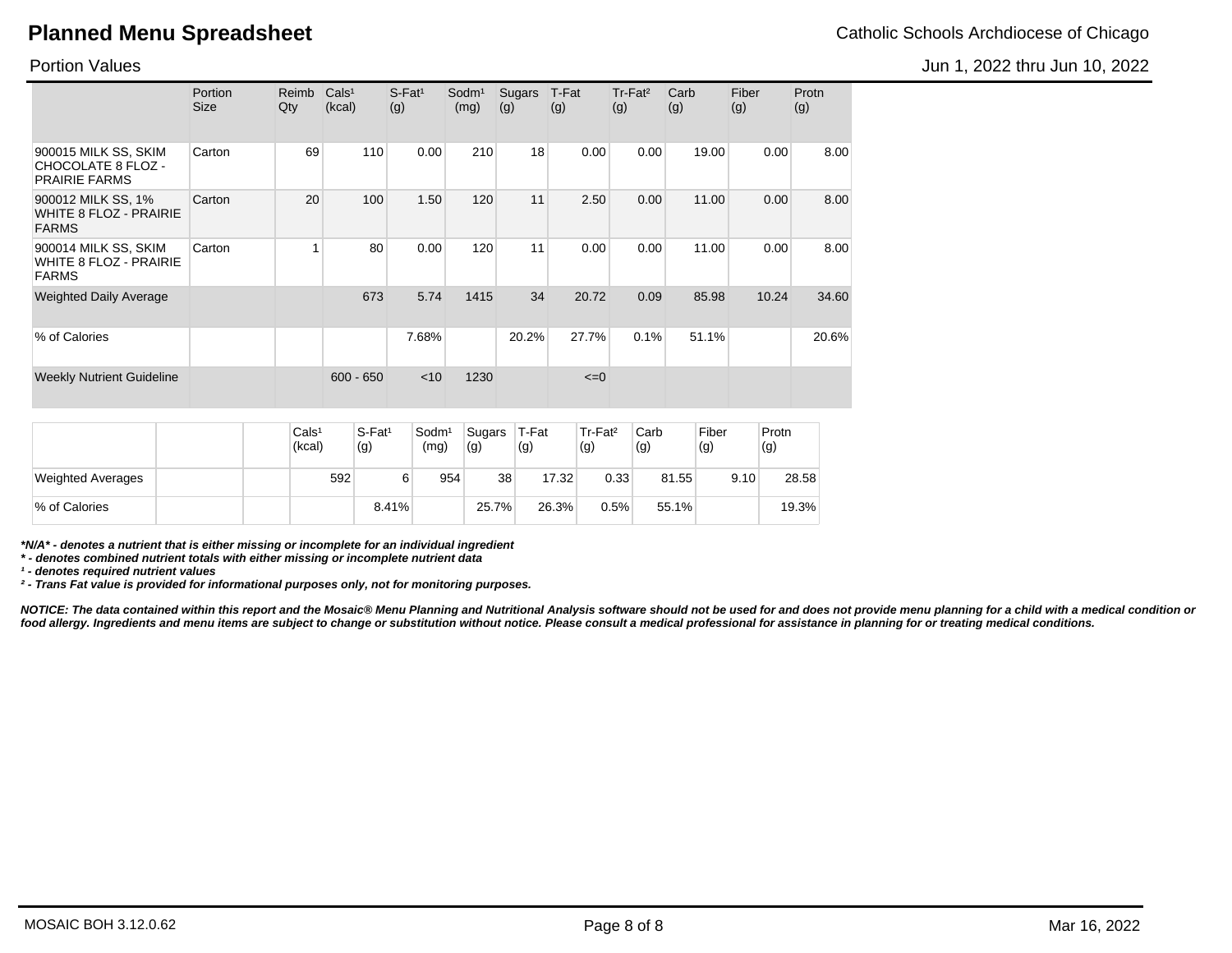# Planned Menu Spreadsheet

Catholic Schools Archdiocese of Chicago

Portion Values

Jun 1, 2022 thru Jun 10, 2022

| | Portion Size | Reimb Qty | Cals[1] (kcal) | S-Fat[1] (g) | Sodm[1] (mg) | Sugars (g) | T-Fat (g) | Tr-Fat[2] (g) | Carb (g) | Fiber (g) | Protn (g) |
|---|---|---|---|---|---|---|---|---|---|---|---|
| 900015 MILK SS, SKIM CHOCOLATE 8 FLOZ - PRAIRIE FARMS | Carton | 69 | 110 | 0.00 | 210 | 18 | 0.00 | 0.00 | 19.00 | 0.00 | 8.00 |
| 900012 MILK SS, 1% WHITE 8 FLOZ - PRAIRIE FARMS | Carton | 20 | 100 | 1.50 | 120 | 11 | 2.50 | 0.00 | 11.00 | 0.00 | 8.00 |
| 900014 MILK SS, SKIM WHITE 8 FLOZ - PRAIRIE FARMS | Carton | 1 | 80 | 0.00 | 120 | 11 | 0.00 | 0.00 | 11.00 | 0.00 | 8.00 |
| Weighted Daily Average | | | 673 | 5.74 | 1415 | 34 | 20.72 | 0.09 | 85.98 | 10.24 | 34.60 |
| % of Calories | | | | 7.68% | | 20.2% | 27.7% | 0.1% | 51.1% | | 20.6% |
| Weekly Nutrient Guideline | | | 600 - 650 | <10 | 1230 | | <=0 | | | | |

| | | | Cals[1] (kcal) | S-Fat[1] (g) | Sodm[1] (mg) | Sugars (g) | T-Fat (g) | Tr-Fat[2] (g) | Carb (g) | Fiber (g) | Protn (g) |
|---|---|---|---|---|---|---|---|---|---|---|---|
| Weighted Averages | | | 592 | 6 | 954 | 38 | 17.32 | 0.33 | 81.55 | 9.10 | 28.58 |
| % of Calories | | | | 8.41% | | 25.7% | 26.3% | 0.5% | 55.1% | | 19.3% |

***N/A* - denotes a nutrient that is either missing or incomplete for an individual ingredient***

*** - denotes combined nutrient totals with either missing or incomplete nutrient data***

***[1] - denotes required nutrient values***

***[2] - Trans Fat value is provided for informational purposes only, not for monitoring purposes.***

***NOTICE: The data contained within this report and the Mosaic® Menu Planning and Nutritional Analysis software should not be used for and does not provide menu planning for a child with a medical condition or food allergy. Ingredients and menu items are subject to change or substitution without notice. Please consult a medical professional for assistance in planning for or treating medical conditions.***

MOSAIC BOH 3.12.0.62

Mar 16, 2022